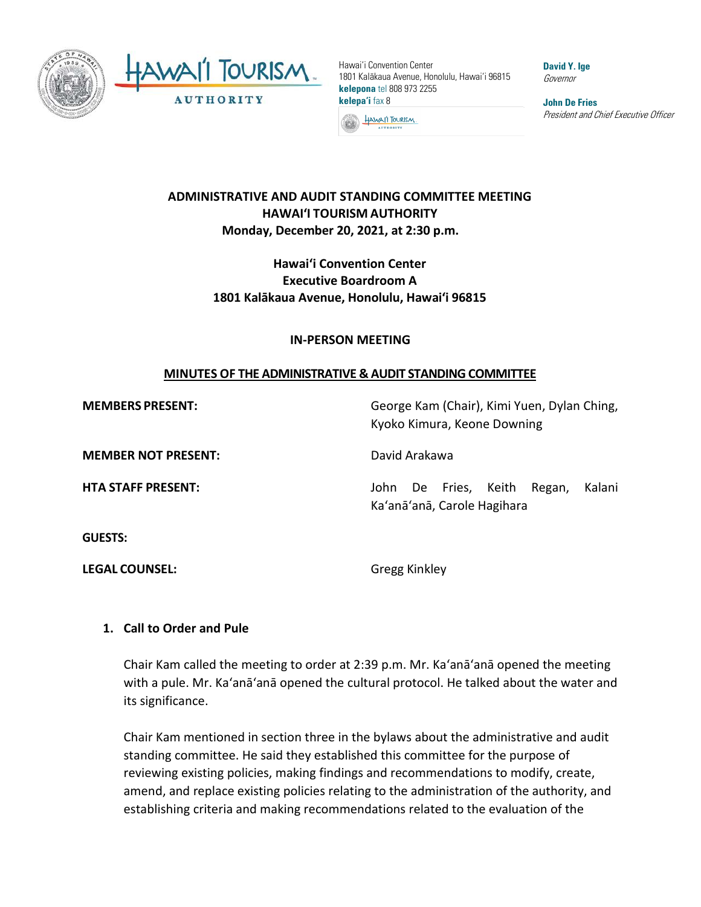Hawai'i Convention Center
1801 Kalākaua Avenue, Honolulu, Hawai'i 96815
**kelepona** tel 808 973 2255
**kelepa'i** fax 8

**David Y. Ige**
*Governor*

**John De Fries**
*President and Chief Executive Officer*

# ADMINISTRATIVE AND AUDIT STANDING COMMITTEE MEETING
## HAWAI'I TOURISM AUTHORITY
**Monday, December 20, 2021, at 2:30 p.m.**

**Hawai'i Convention Center**
**Executive Boardroom A**
**1801 Kalākaua Avenue, Honolulu, Hawai'i 96815**

**IN-PERSON MEETING**

**MINUTES OF THE ADMINISTRATIVE & AUDIT STANDING COMMITTEE**

**MEMBERS PRESENT:** George Kam (Chair), Kimi Yuen, Dylan Ching, Kyoko Kimura, Keone Downing

**MEMBER NOT PRESENT:** David Arakawa

**HTA STAFF PRESENT:** John De Fries, Keith Regan, Kalani Ka'anā'anā, Carole Hagihara

**GUESTS:**

**LEGAL COUNSEL:** Gregg Kinkley

**1. Call to Order and Pule**

Chair Kam called the meeting to order at 2:39 p.m. Mr. Ka'anā'anā opened the meeting with a pule. Mr. Ka'anā'anā opened the cultural protocol. He talked about the water and its significance.

Chair Kam mentioned in section three in the bylaws about the administrative and audit standing committee. He said they established this committee for the purpose of reviewing existing policies, making findings and recommendations to modify, create, amend, and replace existing policies relating to the administration of the authority, and establishing criteria and making recommendations related to the evaluation of the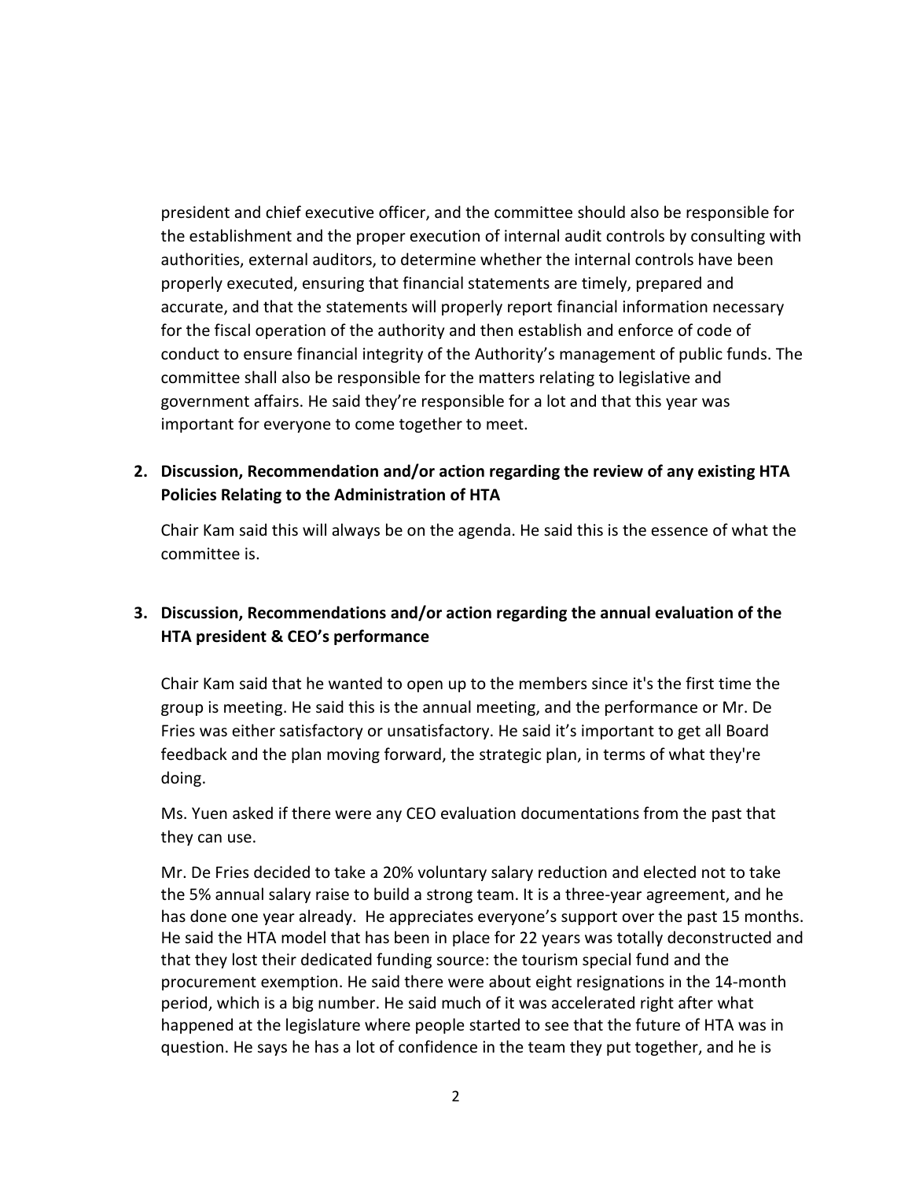president and chief executive officer, and the committee should also be responsible for the establishment and the proper execution of internal audit controls by consulting with authorities, external auditors, to determine whether the internal controls have been properly executed, ensuring that financial statements are timely, prepared and accurate, and that the statements will properly report financial information necessary for the fiscal operation of the authority and then establish and enforce of code of conduct to ensure financial integrity of the Authority's management of public funds. The committee shall also be responsible for the matters relating to legislative and government affairs. He said they're responsible for a lot and that this year was important for everyone to come together to meet.

**2. Discussion, Recommendation and/or action regarding the review of any existing HTA Policies Relating to the Administration of HTA**

Chair Kam said this will always be on the agenda. He said this is the essence of what the committee is.

**3. Discussion, Recommendations and/or action regarding the annual evaluation of the HTA president & CEO's performance**

Chair Kam said that he wanted to open up to the members since it's the first time the group is meeting. He said this is the annual meeting, and the performance or Mr. De Fries was either satisfactory or unsatisfactory. He said it's important to get all Board feedback and the plan moving forward, the strategic plan, in terms of what they're doing.

Ms. Yuen asked if there were any CEO evaluation documentations from the past that they can use.

Mr. De Fries decided to take a 20% voluntary salary reduction and elected not to take the 5% annual salary raise to build a strong team. It is a three-year agreement, and he has done one year already. He appreciates everyone's support over the past 15 months. He said the HTA model that has been in place for 22 years was totally deconstructed and that they lost their dedicated funding source: the tourism special fund and the procurement exemption. He said there were about eight resignations in the 14-month period, which is a big number. He said much of it was accelerated right after what happened at the legislature where people started to see that the future of HTA was in question. He says he has a lot of confidence in the team they put together, and he is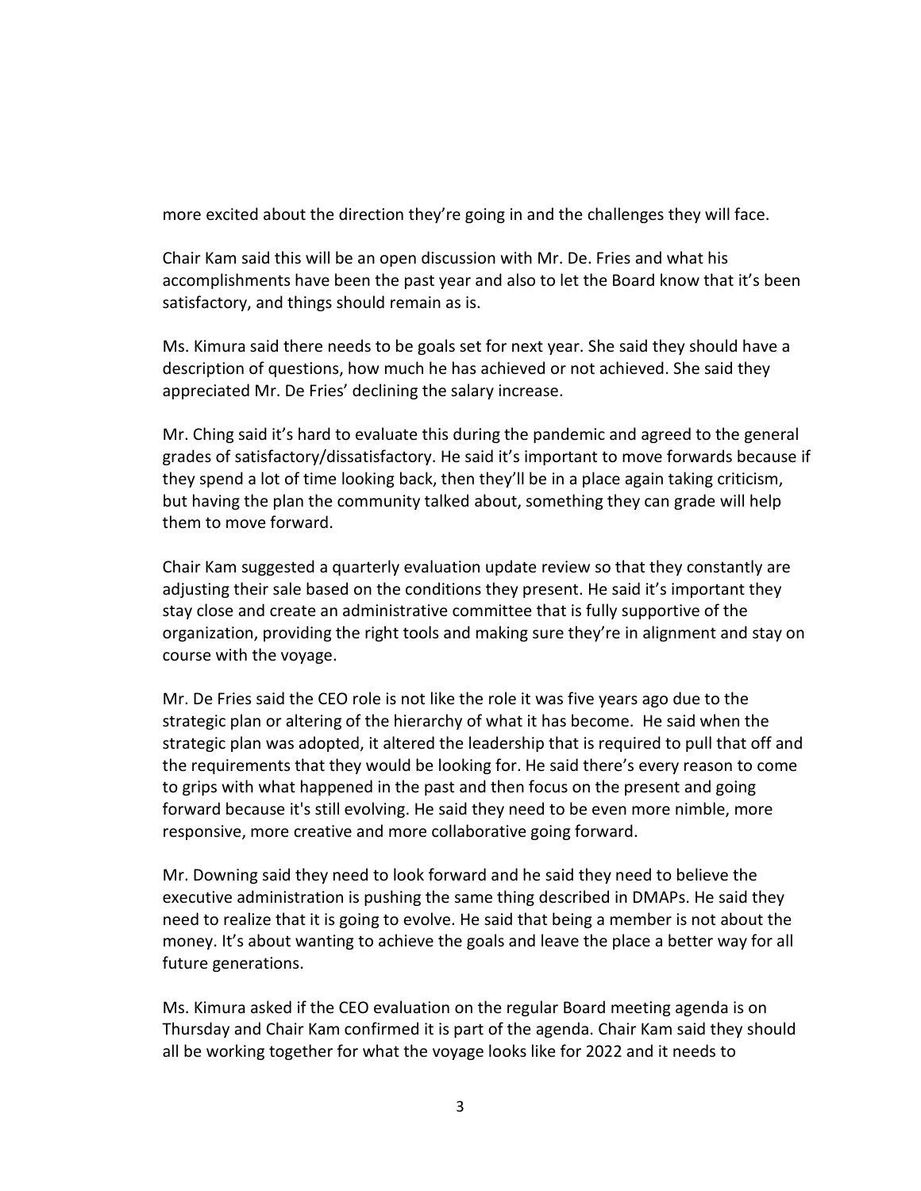more excited about the direction they're going in and the challenges they will face.

Chair Kam said this will be an open discussion with Mr. De. Fries and what his accomplishments have been the past year and also to let the Board know that it's been satisfactory, and things should remain as is.

Ms. Kimura said there needs to be goals set for next year. She said they should have a description of questions, how much he has achieved or not achieved. She said they appreciated Mr. De Fries' declining the salary increase.

Mr. Ching said it's hard to evaluate this during the pandemic and agreed to the general grades of satisfactory/dissatisfactory. He said it's important to move forwards because if they spend a lot of time looking back, then they'll be in a place again taking criticism, but having the plan the community talked about, something they can grade will help them to move forward.

Chair Kam suggested a quarterly evaluation update review so that they constantly are adjusting their sale based on the conditions they present. He said it's important they stay close and create an administrative committee that is fully supportive of the organization, providing the right tools and making sure they're in alignment and stay on course with the voyage.

Mr. De Fries said the CEO role is not like the role it was five years ago due to the strategic plan or altering of the hierarchy of what it has become. He said when the strategic plan was adopted, it altered the leadership that is required to pull that off and the requirements that they would be looking for. He said there's every reason to come to grips with what happened in the past and then focus on the present and going forward because it's still evolving. He said they need to be even more nimble, more responsive, more creative and more collaborative going forward.

Mr. Downing said they need to look forward and he said they need to believe the executive administration is pushing the same thing described in DMAPs. He said they need to realize that it is going to evolve. He said that being a member is not about the money. It's about wanting to achieve the goals and leave the place a better way for all future generations.

Ms. Kimura asked if the CEO evaluation on the regular Board meeting agenda is on Thursday and Chair Kam confirmed it is part of the agenda. Chair Kam said they should all be working together for what the voyage looks like for 2022 and it needs to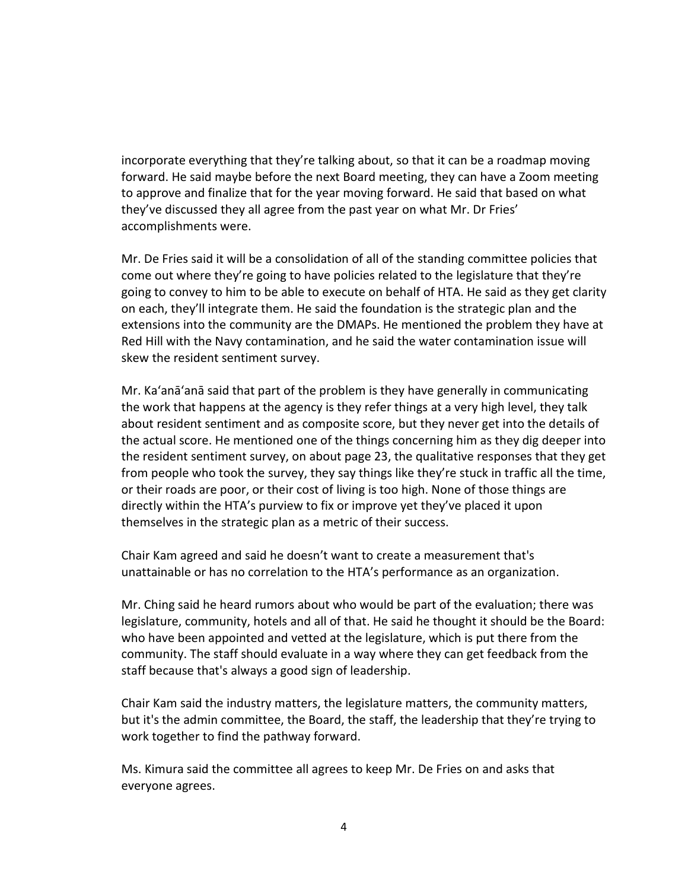incorporate everything that they're talking about, so that it can be a roadmap moving forward. He said maybe before the next Board meeting, they can have a Zoom meeting to approve and finalize that for the year moving forward. He said that based on what they've discussed they all agree from the past year on what Mr. Dr Fries' accomplishments were.

Mr. De Fries said it will be a consolidation of all of the standing committee policies that come out where they're going to have policies related to the legislature that they're going to convey to him to be able to execute on behalf of HTA. He said as they get clarity on each, they'll integrate them. He said the foundation is the strategic plan and the extensions into the community are the DMAPs. He mentioned the problem they have at Red Hill with the Navy contamination, and he said the water contamination issue will skew the resident sentiment survey.

Mr. Ka'anā'anā said that part of the problem is they have generally in communicating the work that happens at the agency is they refer things at a very high level, they talk about resident sentiment and as composite score, but they never get into the details of the actual score. He mentioned one of the things concerning him as they dig deeper into the resident sentiment survey, on about page 23, the qualitative responses that they get from people who took the survey, they say things like they're stuck in traffic all the time, or their roads are poor, or their cost of living is too high. None of those things are directly within the HTA's purview to fix or improve yet they've placed it upon themselves in the strategic plan as a metric of their success.

Chair Kam agreed and said he doesn't want to create a measurement that's unattainable or has no correlation to the HTA's performance as an organization.

Mr. Ching said he heard rumors about who would be part of the evaluation; there was legislature, community, hotels and all of that. He said he thought it should be the Board: who have been appointed and vetted at the legislature, which is put there from the community. The staff should evaluate in a way where they can get feedback from the staff because that's always a good sign of leadership.

Chair Kam said the industry matters, the legislature matters, the community matters, but it's the admin committee, the Board, the staff, the leadership that they're trying to work together to find the pathway forward.

Ms. Kimura said the committee all agrees to keep Mr. De Fries on and asks that everyone agrees.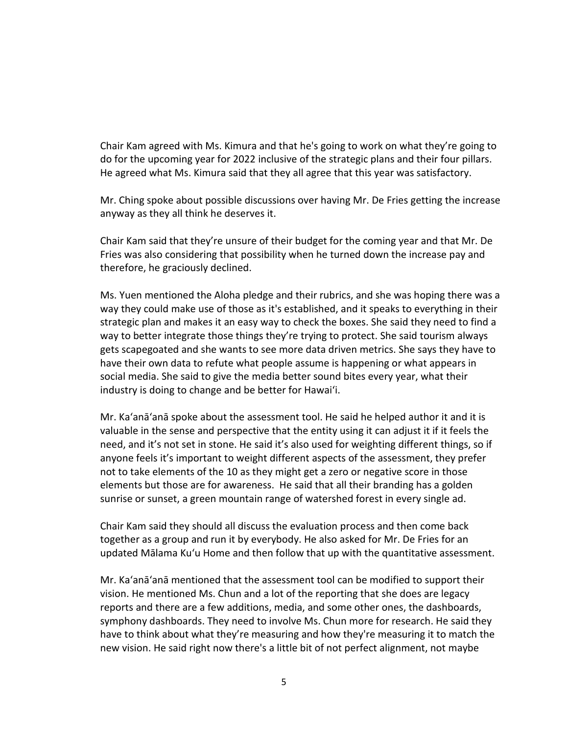Chair Kam agreed with Ms. Kimura and that he's going to work on what they're going to do for the upcoming year for 2022 inclusive of the strategic plans and their four pillars. He agreed what Ms. Kimura said that they all agree that this year was satisfactory.

Mr. Ching spoke about possible discussions over having Mr. De Fries getting the increase anyway as they all think he deserves it.

Chair Kam said that they're unsure of their budget for the coming year and that Mr. De Fries was also considering that possibility when he turned down the increase pay and therefore, he graciously declined.

Ms. Yuen mentioned the Aloha pledge and their rubrics, and she was hoping there was a way they could make use of those as it's established, and it speaks to everything in their strategic plan and makes it an easy way to check the boxes. She said they need to find a way to better integrate those things they're trying to protect. She said tourism always gets scapegoated and she wants to see more data driven metrics. She says they have to have their own data to refute what people assume is happening or what appears in social media. She said to give the media better sound bites every year, what their industry is doing to change and be better for Hawaiʻi.

Mr. Kaʻanāʻanā spoke about the assessment tool. He said he helped author it and it is valuable in the sense and perspective that the entity using it can adjust it if it feels the need, and it's not set in stone. He said it's also used for weighting different things, so if anyone feels it's important to weight different aspects of the assessment, they prefer not to take elements of the 10 as they might get a zero or negative score in those elements but those are for awareness. He said that all their branding has a golden sunrise or sunset, a green mountain range of watershed forest in every single ad.

Chair Kam said they should all discuss the evaluation process and then come back together as a group and run it by everybody. He also asked for Mr. De Fries for an updated Mālama Kuʻu Home and then follow that up with the quantitative assessment.

Mr. Kaʻanāʻanā mentioned that the assessment tool can be modified to support their vision. He mentioned Ms. Chun and a lot of the reporting that she does are legacy reports and there are a few additions, media, and some other ones, the dashboards, symphony dashboards. They need to involve Ms. Chun more for research. He said they have to think about what they're measuring and how they're measuring it to match the new vision. He said right now there's a little bit of not perfect alignment, not maybe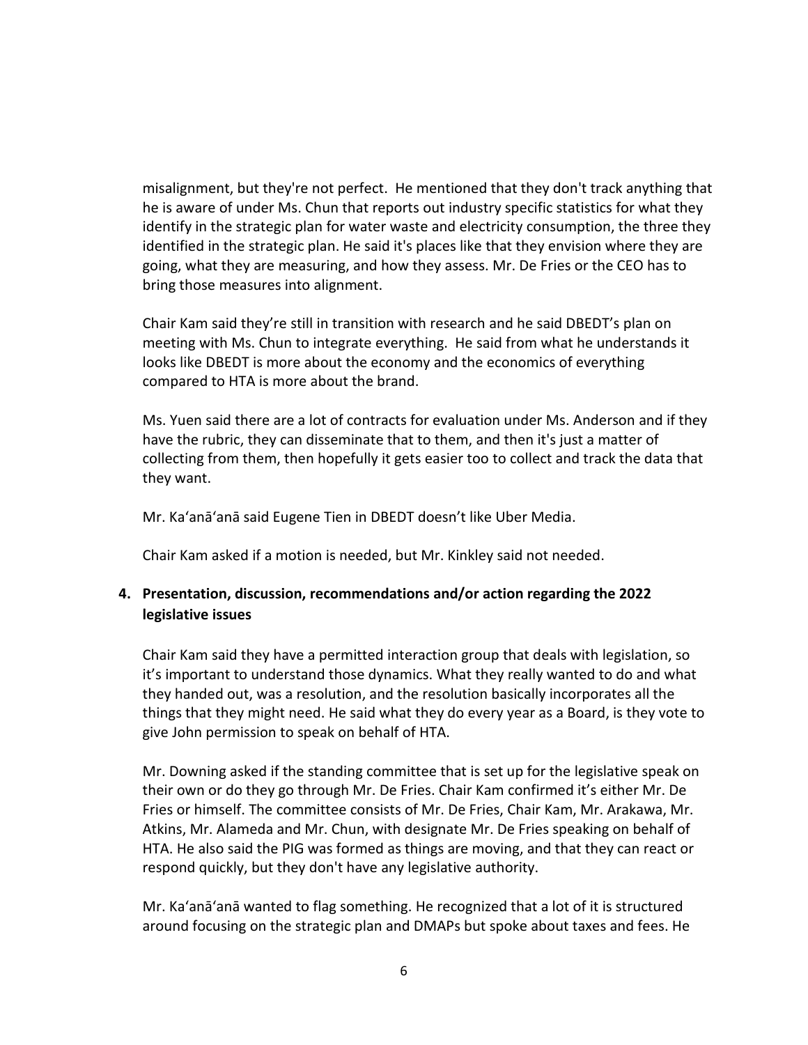misalignment, but they're not perfect. He mentioned that they don't track anything that he is aware of under Ms. Chun that reports out industry specific statistics for what they identify in the strategic plan for water waste and electricity consumption, the three they identified in the strategic plan. He said it's places like that they envision where they are going, what they are measuring, and how they assess. Mr. De Fries or the CEO has to bring those measures into alignment.

Chair Kam said they're still in transition with research and he said DBEDT's plan on meeting with Ms. Chun to integrate everything. He said from what he understands it looks like DBEDT is more about the economy and the economics of everything compared to HTA is more about the brand.

Ms. Yuen said there are a lot of contracts for evaluation under Ms. Anderson and if they have the rubric, they can disseminate that to them, and then it's just a matter of collecting from them, then hopefully it gets easier too to collect and track the data that they want.

Mr. Ka'anā'anā said Eugene Tien in DBEDT doesn't like Uber Media.

Chair Kam asked if a motion is needed, but Mr. Kinkley said not needed.

**4. Presentation, discussion, recommendations and/or action regarding the 2022 legislative issues**

Chair Kam said they have a permitted interaction group that deals with legislation, so it's important to understand those dynamics. What they really wanted to do and what they handed out, was a resolution, and the resolution basically incorporates all the things that they might need. He said what they do every year as a Board, is they vote to give John permission to speak on behalf of HTA.

Mr. Downing asked if the standing committee that is set up for the legislative speak on their own or do they go through Mr. De Fries. Chair Kam confirmed it's either Mr. De Fries or himself. The committee consists of Mr. De Fries, Chair Kam, Mr. Arakawa, Mr. Atkins, Mr. Alameda and Mr. Chun, with designate Mr. De Fries speaking on behalf of HTA. He also said the PIG was formed as things are moving, and that they can react or respond quickly, but they don't have any legislative authority.

Mr. Ka'anā'anā wanted to flag something. He recognized that a lot of it is structured around focusing on the strategic plan and DMAPs but spoke about taxes and fees. He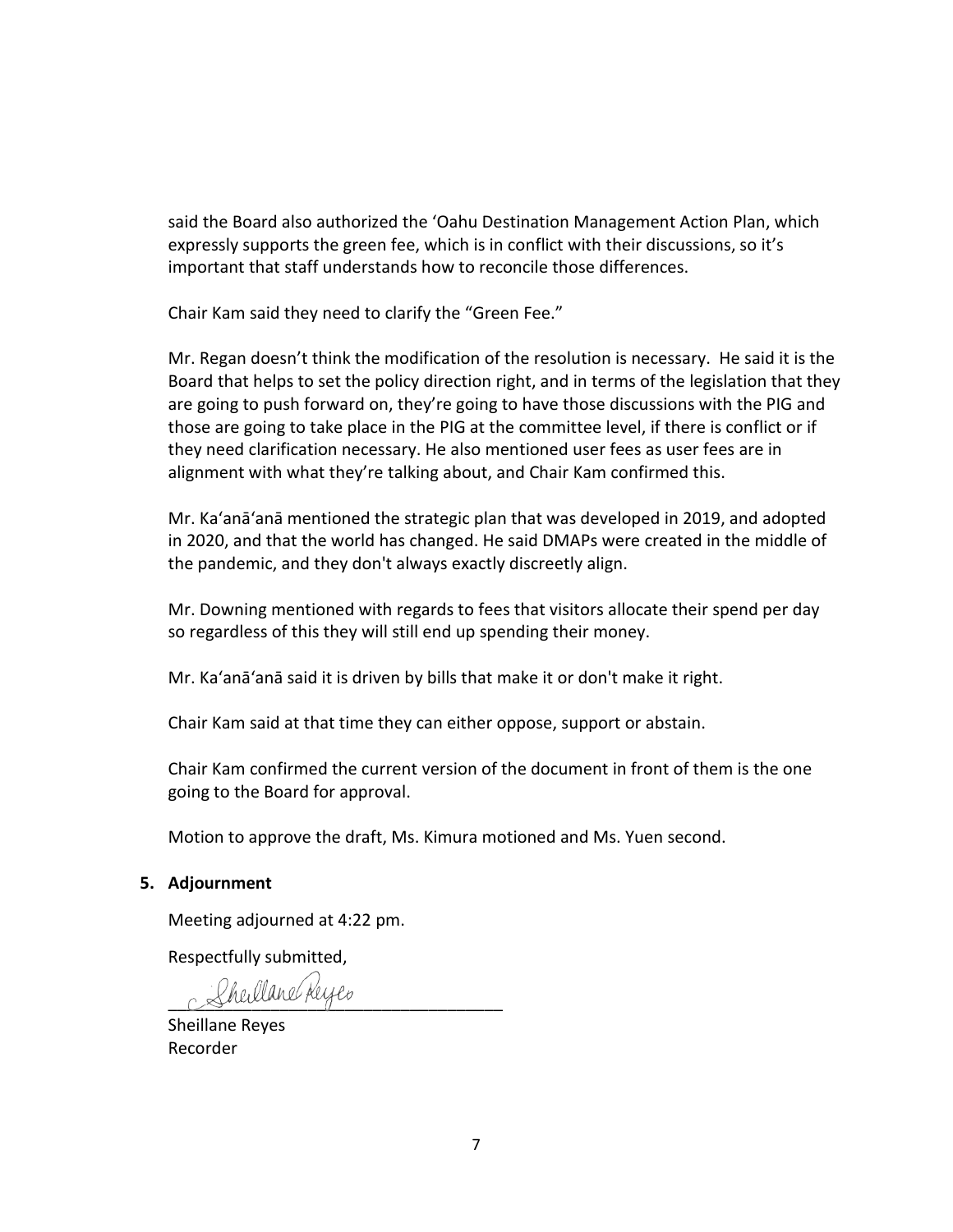said the Board also authorized the ʻOahu Destination Management Action Plan, which expressly supports the green fee, which is in conflict with their discussions, so it's important that staff understands how to reconcile those differences.

Chair Kam said they need to clarify the "Green Fee."

Mr. Regan doesn't think the modification of the resolution is necessary. He said it is the Board that helps to set the policy direction right, and in terms of the legislation that they are going to push forward on, they're going to have those discussions with the PIG and those are going to take place in the PIG at the committee level, if there is conflict or if they need clarification necessary. He also mentioned user fees as user fees are in alignment with what they're talking about, and Chair Kam confirmed this.

Mr. Kaʻanāʻanā mentioned the strategic plan that was developed in 2019, and adopted in 2020, and that the world has changed. He said DMAPs were created in the middle of the pandemic, and they don't always exactly discreetly align.

Mr. Downing mentioned with regards to fees that visitors allocate their spend per day so regardless of this they will still end up spending their money.

Mr. Kaʻanāʻanā said it is driven by bills that make it or don't make it right.

Chair Kam said at that time they can either oppose, support or abstain.

Chair Kam confirmed the current version of the document in front of them is the one going to the Board for approval.

Motion to approve the draft, Ms. Kimura motioned and Ms. Yuen second.

**5. Adjournment**

Meeting adjourned at 4:22 pm.

Respectfully submitted,

Sheillane Reyes

Sheillane Reyes
Recorder